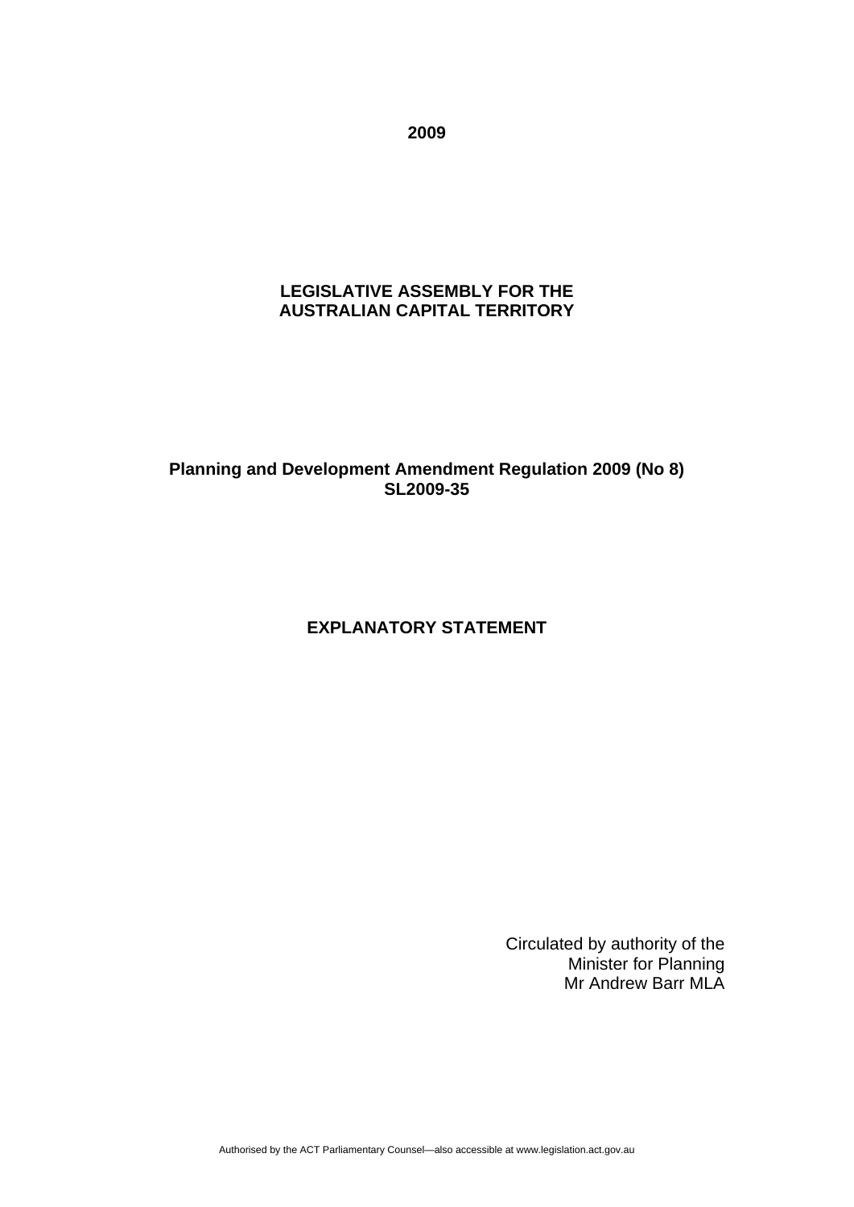**2009**

**LEGISLATIVE ASSEMBLY FOR THE AUSTRALIAN CAPITAL TERRITORY**

**Planning and Development Amendment Regulation 2009 (No 8)**
**SL2009-35**

**EXPLANATORY STATEMENT**

Circulated by authority of the
Minister for Planning
Mr Andrew Barr MLA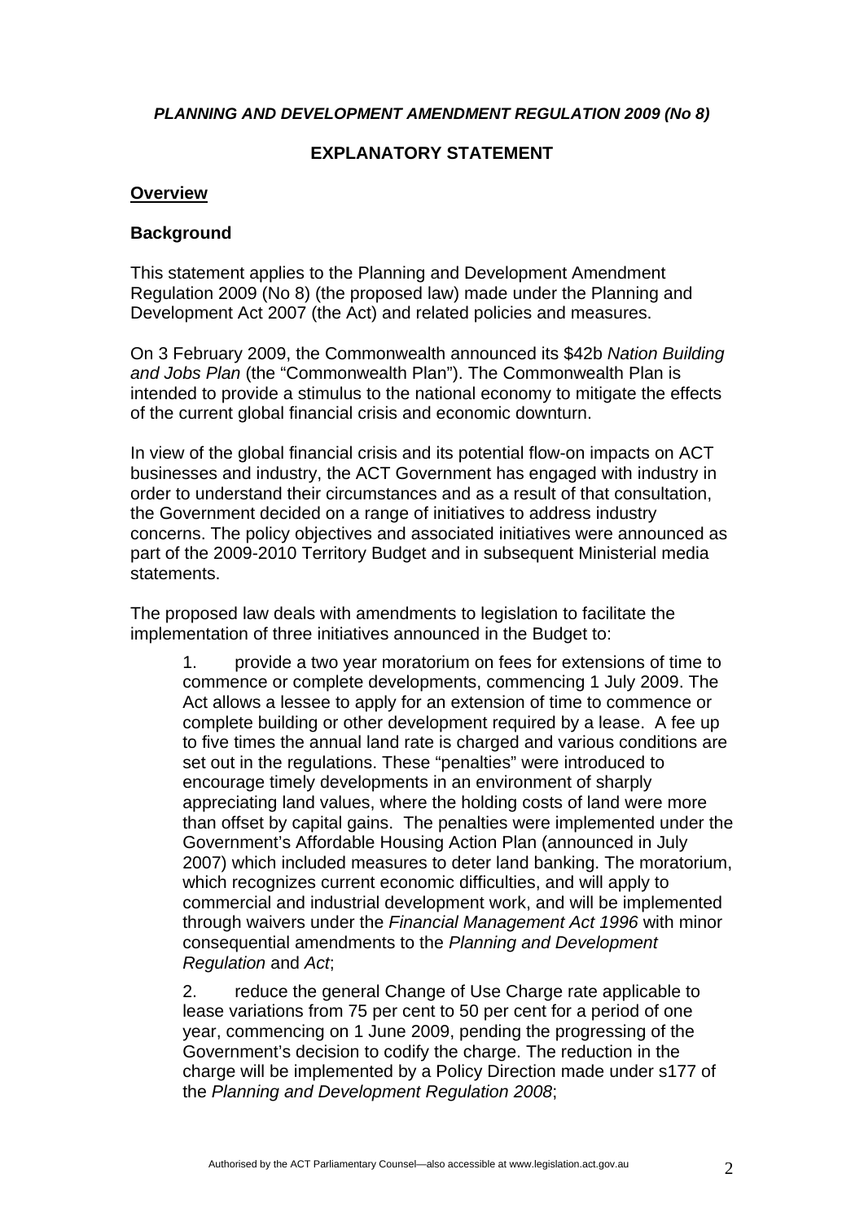*PLANNING AND DEVELOPMENT AMENDMENT REGULATION 2009 (No 8)*

**EXPLANATORY STATEMENT**

## Overview

### Background

This statement applies to the Planning and Development Amendment Regulation 2009 (No 8) (the proposed law) made under the Planning and Development Act 2007 (the Act) and related policies and measures.

On 3 February 2009, the Commonwealth announced its $42b *Nation Building and Jobs Plan* (the "Commonwealth Plan"). The Commonwealth Plan is intended to provide a stimulus to the national economy to mitigate the effects of the current global financial crisis and economic downturn.

In view of the global financial crisis and its potential flow-on impacts on ACT businesses and industry, the ACT Government has engaged with industry in order to understand their circumstances and as a result of that consultation, the Government decided on a range of initiatives to address industry concerns. The policy objectives and associated initiatives were announced as part of the 2009-2010 Territory Budget and in subsequent Ministerial media statements.

The proposed law deals with amendments to legislation to facilitate the implementation of three initiatives announced in the Budget to:

1. provide a two year moratorium on fees for extensions of time to commence or complete developments, commencing 1 July 2009. The Act allows a lessee to apply for an extension of time to commence or complete building or other development required by a lease. A fee up to five times the annual land rate is charged and various conditions are set out in the regulations. These "penalties" were introduced to encourage timely developments in an environment of sharply appreciating land values, where the holding costs of land were more than offset by capital gains. The penalties were implemented under the Government's Affordable Housing Action Plan (announced in July 2007) which included measures to deter land banking. The moratorium, which recognizes current economic difficulties, and will apply to commercial and industrial development work, and will be implemented through waivers under the *Financial Management Act 1996* with minor consequential amendments to the *Planning and Development Regulation* and *Act*;

2. reduce the general Change of Use Charge rate applicable to lease variations from 75 per cent to 50 per cent for a period of one year, commencing on 1 June 2009, pending the progressing of the Government's decision to codify the charge. The reduction in the charge will be implemented by a Policy Direction made under s177 of the *Planning and Development Regulation 2008*;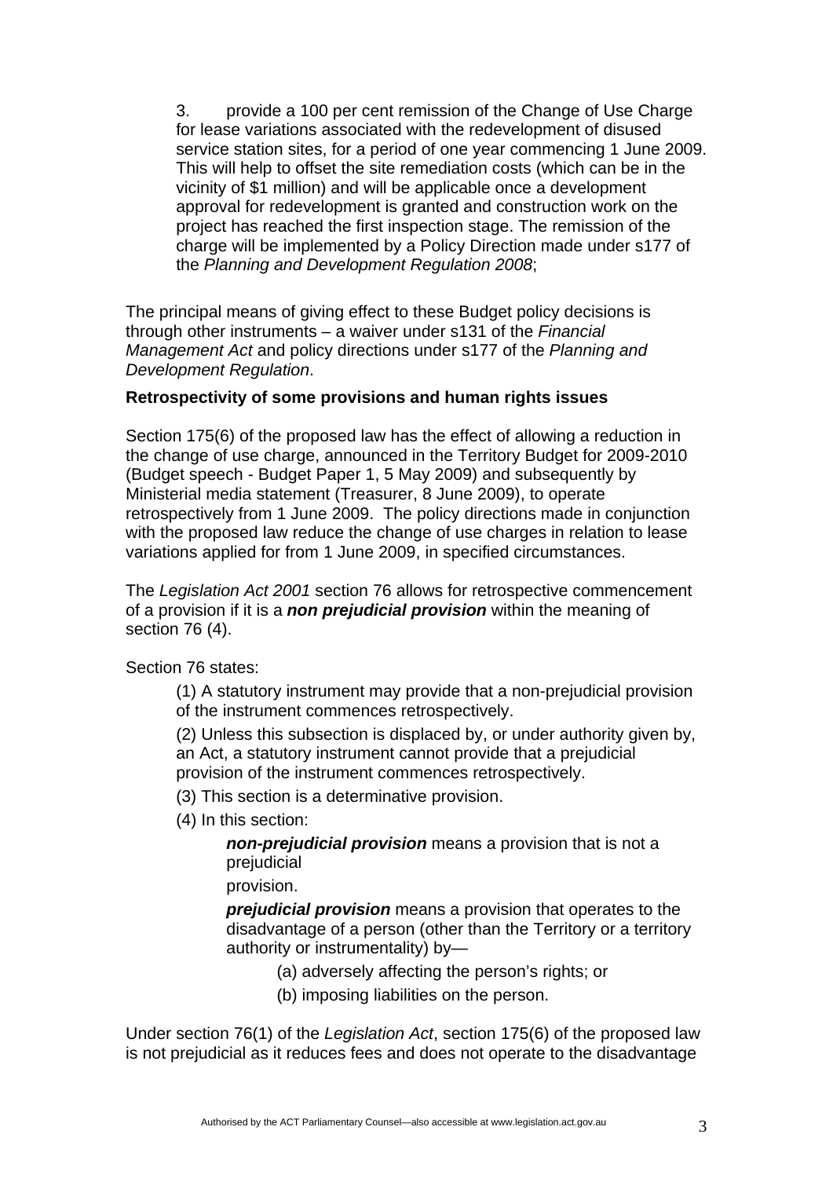3. provide a 100 per cent remission of the Change of Use Charge for lease variations associated with the redevelopment of disused service station sites, for a period of one year commencing 1 June 2009. This will help to offset the site remediation costs (which can be in the vicinity of $1 million) and will be applicable once a development approval for redevelopment is granted and construction work on the project has reached the first inspection stage. The remission of the charge will be implemented by a Policy Direction made under s177 of the *Planning and Development Regulation 2008*;

The principal means of giving effect to these Budget policy decisions is through other instruments – a waiver under s131 of the *Financial Management Act* and policy directions under s177 of the *Planning and Development Regulation*.

**Retrospectivity of some provisions and human rights issues**

Section 175(6) of the proposed law has the effect of allowing a reduction in the change of use charge, announced in the Territory Budget for 2009-2010 (Budget speech - Budget Paper 1, 5 May 2009) and subsequently by Ministerial media statement (Treasurer, 8 June 2009), to operate retrospectively from 1 June 2009. The policy directions made in conjunction with the proposed law reduce the change of use charges in relation to lease variations applied for from 1 June 2009, in specified circumstances.

The *Legislation Act 2001* section 76 allows for retrospective commencement of a provision if it is a ***non prejudicial provision*** within the meaning of section 76 (4).

Section 76 states:

> (1) A statutory instrument may provide that a non-prejudicial provision of the instrument commences retrospectively.
>
> (2) Unless this subsection is displaced by, or under authority given by, an Act, a statutory instrument cannot provide that a prejudicial provision of the instrument commences retrospectively.
>
> (3) This section is a determinative provision.
>
> (4) In this section:
>
> ***non-prejudicial provision*** means a provision that is not a prejudicial provision.
>
> ***prejudicial provision*** means a provision that operates to the disadvantage of a person (other than the Territory or a territory authority or instrumentality) by—
>
> (a) adversely affecting the person's rights; or
>
> (b) imposing liabilities on the person.

Under section 76(1) of the *Legislation Act*, section 175(6) of the proposed law is not prejudicial as it reduces fees and does not operate to the disadvantage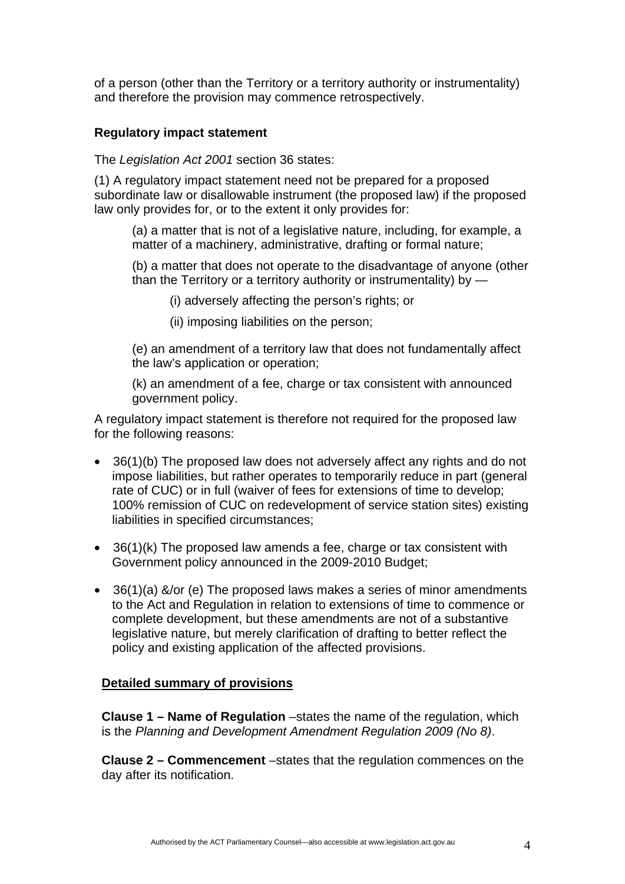of a person (other than the Territory or a territory authority or instrumentality) and therefore the provision may commence retrospectively.

**Regulatory impact statement**

The *Legislation Act 2001* section 36 states:

(1) A regulatory impact statement need not be prepared for a proposed subordinate law or disallowable instrument (the proposed law) if the proposed law only provides for, or to the extent it only provides for:

> (a) a matter that is not of a legislative nature, including, for example, a matter of a machinery, administrative, drafting or formal nature;
>
> (b) a matter that does not operate to the disadvantage of anyone (other than the Territory or a territory authority or instrumentality) by —
>
> > (i) adversely affecting the person's rights; or
> >
> > (ii) imposing liabilities on the person;
>
> (e) an amendment of a territory law that does not fundamentally affect the law's application or operation;
>
> (k) an amendment of a fee, charge or tax consistent with announced government policy.

A regulatory impact statement is therefore not required for the proposed law for the following reasons:

- 36(1)(b) The proposed law does not adversely affect any rights and do not impose liabilities, but rather operates to temporarily reduce in part (general rate of CUC) or in full (waiver of fees for extensions of time to develop; 100% remission of CUC on redevelopment of service station sites) existing liabilities in specified circumstances;
- 36(1)(k) The proposed law amends a fee, charge or tax consistent with Government policy announced in the 2009-2010 Budget;
- 36(1)(a) &/or (e) The proposed laws makes a series of minor amendments to the Act and Regulation in relation to extensions of time to commence or complete development, but these amendments are not of a substantive legislative nature, but merely clarification of drafting to better reflect the policy and existing application of the affected provisions.

## Detailed summary of provisions

**Clause 1 – Name of Regulation** –states the name of the regulation, which is the *Planning and Development Amendment Regulation 2009 (No 8)*.

**Clause 2 – Commencement** –states that the regulation commences on the day after its notification.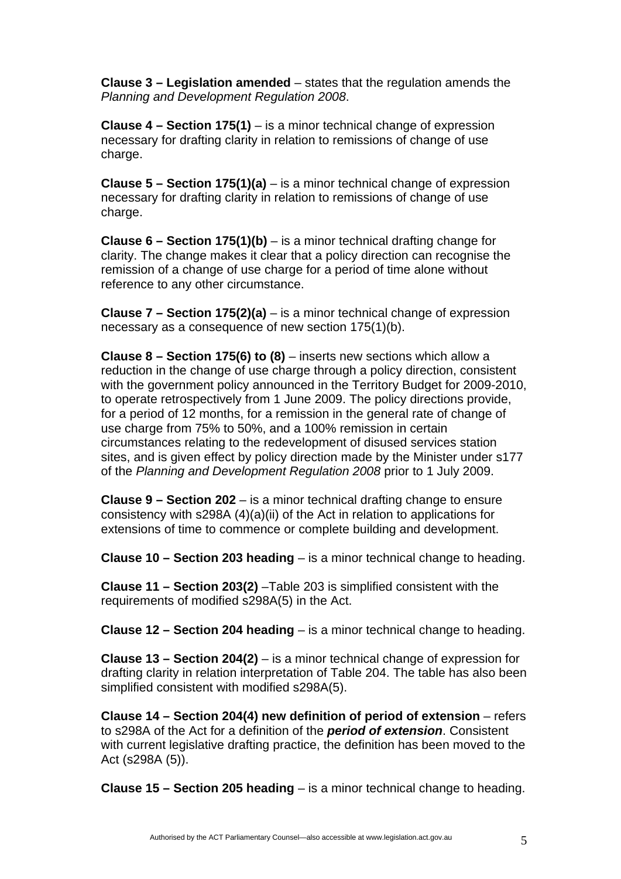**Clause 3 – Legislation amended** – states that the regulation amends the *Planning and Development Regulation 2008*.

**Clause 4 – Section 175(1)** – is a minor technical change of expression necessary for drafting clarity in relation to remissions of change of use charge.

**Clause 5 – Section 175(1)(a)** – is a minor technical change of expression necessary for drafting clarity in relation to remissions of change of use charge.

**Clause 6 – Section 175(1)(b)** – is a minor technical drafting change for clarity. The change makes it clear that a policy direction can recognise the remission of a change of use charge for a period of time alone without reference to any other circumstance.

**Clause 7 – Section 175(2)(a)** – is a minor technical change of expression necessary as a consequence of new section 175(1)(b).

**Clause 8 – Section 175(6) to (8)** – inserts new sections which allow a reduction in the change of use charge through a policy direction, consistent with the government policy announced in the Territory Budget for 2009-2010, to operate retrospectively from 1 June 2009. The policy directions provide, for a period of 12 months, for a remission in the general rate of change of use charge from 75% to 50%, and a 100% remission in certain circumstances relating to the redevelopment of disused services station sites, and is given effect by policy direction made by the Minister under s177 of the *Planning and Development Regulation 2008* prior to 1 July 2009.

**Clause 9 – Section 202** – is a minor technical drafting change to ensure consistency with s298A (4)(a)(ii) of the Act in relation to applications for extensions of time to commence or complete building and development.

**Clause 10 – Section 203 heading** – is a minor technical change to heading.

**Clause 11 – Section 203(2)** –Table 203 is simplified consistent with the requirements of modified s298A(5) in the Act.

**Clause 12 – Section 204 heading** – is a minor technical change to heading.

**Clause 13 – Section 204(2)** – is a minor technical change of expression for drafting clarity in relation interpretation of Table 204. The table has also been simplified consistent with modified s298A(5).

**Clause 14 – Section 204(4) new definition of period of extension** – refers to s298A of the Act for a definition of the ***period of extension***. Consistent with current legislative drafting practice, the definition has been moved to the Act (s298A (5)).

**Clause 15 – Section 205 heading** – is a minor technical change to heading.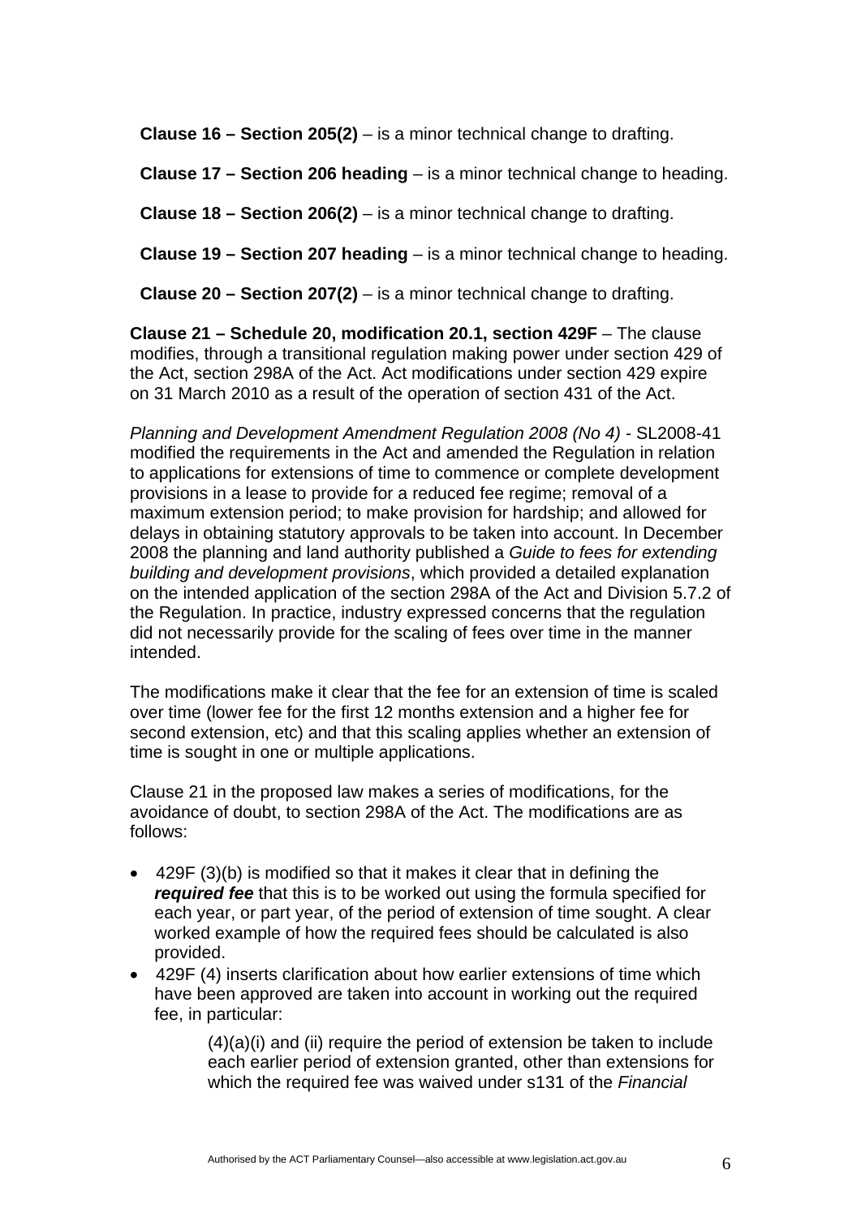**Clause 16 – Section 205(2)** – is a minor technical change to drafting.

**Clause 17 – Section 206 heading** – is a minor technical change to heading.

**Clause 18 – Section 206(2)** – is a minor technical change to drafting.

**Clause 19 – Section 207 heading** – is a minor technical change to heading.

**Clause 20 – Section 207(2)** – is a minor technical change to drafting.

**Clause 21 – Schedule 20, modification 20.1, section 429F** – The clause modifies, through a transitional regulation making power under section 429 of the Act, section 298A of the Act. Act modifications under section 429 expire on 31 March 2010 as a result of the operation of section 431 of the Act.

*Planning and Development Amendment Regulation 2008 (No 4)* - SL2008-41 modified the requirements in the Act and amended the Regulation in relation to applications for extensions of time to commence or complete development provisions in a lease to provide for a reduced fee regime; removal of a maximum extension period; to make provision for hardship; and allowed for delays in obtaining statutory approvals to be taken into account. In December 2008 the planning and land authority published a *Guide to fees for extending building and development provisions*, which provided a detailed explanation on the intended application of the section 298A of the Act and Division 5.7.2 of the Regulation. In practice, industry expressed concerns that the regulation did not necessarily provide for the scaling of fees over time in the manner intended.

The modifications make it clear that the fee for an extension of time is scaled over time (lower fee for the first 12 months extension and a higher fee for second extension, etc) and that this scaling applies whether an extension of time is sought in one or multiple applications.

Clause 21 in the proposed law makes a series of modifications, for the avoidance of doubt, to section 298A of the Act. The modifications are as follows:

- 429F (3)(b) is modified so that it makes it clear that in defining the ***required fee*** that this is to be worked out using the formula specified for each year, or part year, of the period of extension of time sought. A clear worked example of how the required fees should be calculated is also provided.
- 429F (4) inserts clarification about how earlier extensions of time which have been approved are taken into account in working out the required fee, in particular:

  (4)(a)(i) and (ii) require the period of extension be taken to include each earlier period of extension granted, other than extensions for which the required fee was waived under s131 of the *Financial*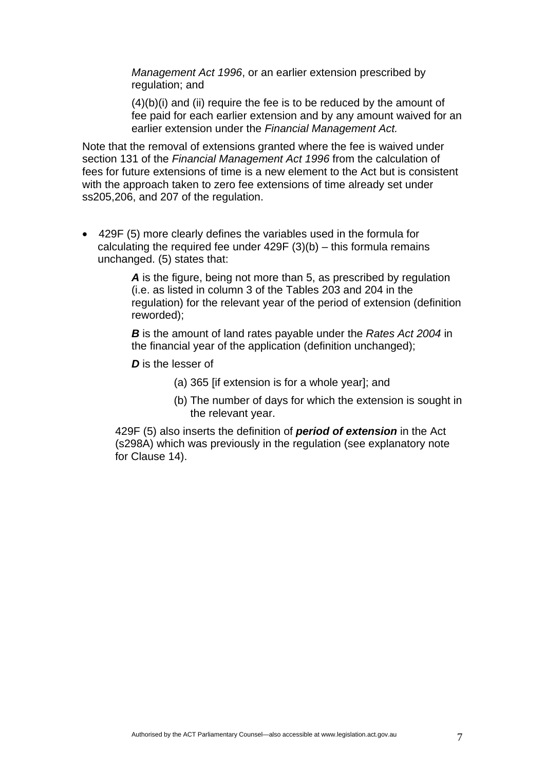*Management Act 1996*, or an earlier extension prescribed by regulation; and

(4)(b)(i) and (ii) require the fee is to be reduced by the amount of fee paid for each earlier extension and by any amount waived for an earlier extension under the *Financial Management Act.*

Note that the removal of extensions granted where the fee is waived under section 131 of the *Financial Management Act 1996* from the calculation of fees for future extensions of time is a new element to the Act but is consistent with the approach taken to zero fee extensions of time already set under ss205,206, and 207 of the regulation.

- 429F (5) more clearly defines the variables used in the formula for calculating the required fee under 429F (3)(b) – this formula remains unchanged. (5) states that:

  ***A*** is the figure, being not more than 5, as prescribed by regulation (i.e. as listed in column 3 of the Tables 203 and 204 in the regulation) for the relevant year of the period of extension (definition reworded);

  ***B*** is the amount of land rates payable under the *Rates Act 2004* in the financial year of the application (definition unchanged);

  ***D*** is the lesser of

  (a) 365 [if extension is for a whole year]; and

  (b) The number of days for which the extension is sought in the relevant year.

  429F (5) also inserts the definition of ***period of extension*** in the Act (s298A) which was previously in the regulation (see explanatory note for Clause 14).